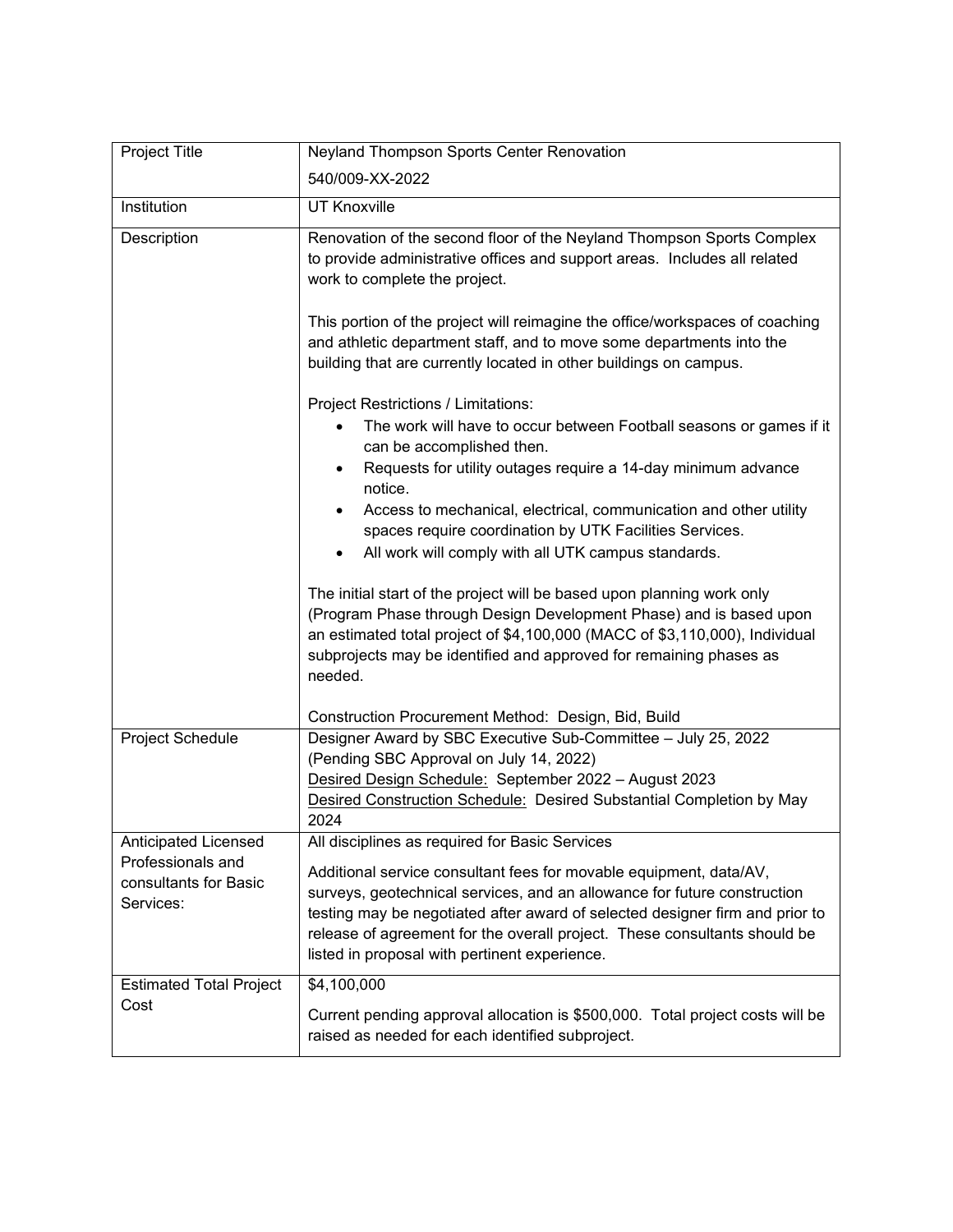| Project Title | Neyland Thompson Sports Center Renovation<br>540/009-XX-2022 |
|---|---|
| Institution | UT Knoxville |
| Description | Renovation of the second floor of the Neyland Thompson Sports Complex to provide administrative offices and support areas. Includes all related work to complete the project.<br><br>This portion of the project will reimagine the office/workspaces of coaching and athletic department staff, and to move some departments into the building that are currently located in other buildings on campus.<br><br>Project Restrictions / Limitations:<br>• The work will have to occur between Football seasons or games if it can be accomplished then.<br>• Requests for utility outages require a 14-day minimum advance notice.<br>• Access to mechanical, electrical, communication and other utility spaces require coordination by UTK Facilities Services.<br>• All work will comply with all UTK campus standards.<br><br>The initial start of the project will be based upon planning work only (Program Phase through Design Development Phase) and is based upon an estimated total project of $4,100,000 (MACC of $3,110,000), Individual subprojects may be identified and approved for remaining phases as needed.<br><br>Construction Procurement Method: Design, Bid, Build |
| Project Schedule | Designer Award by SBC Executive Sub-Committee – July 25, 2022 (Pending SBC Approval on July 14, 2022)<br><u>Desired Design Schedule:</u> September 2022 – August 2023<br><u>Desired Construction Schedule:</u> Desired Substantial Completion by May 2024 |
| Anticipated Licensed Professionals and consultants for Basic Services: | All disciplines as required for Basic Services<br><br>Additional service consultant fees for movable equipment, data/AV, surveys, geotechnical services, and an allowance for future construction testing may be negotiated after award of selected designer firm and prior to release of agreement for the overall project. These consultants should be listed in proposal with pertinent experience. |
| Estimated Total Project Cost | $4,100,000<br><br>Current pending approval allocation is $500,000. Total project costs will be raised as needed for each identified subproject. |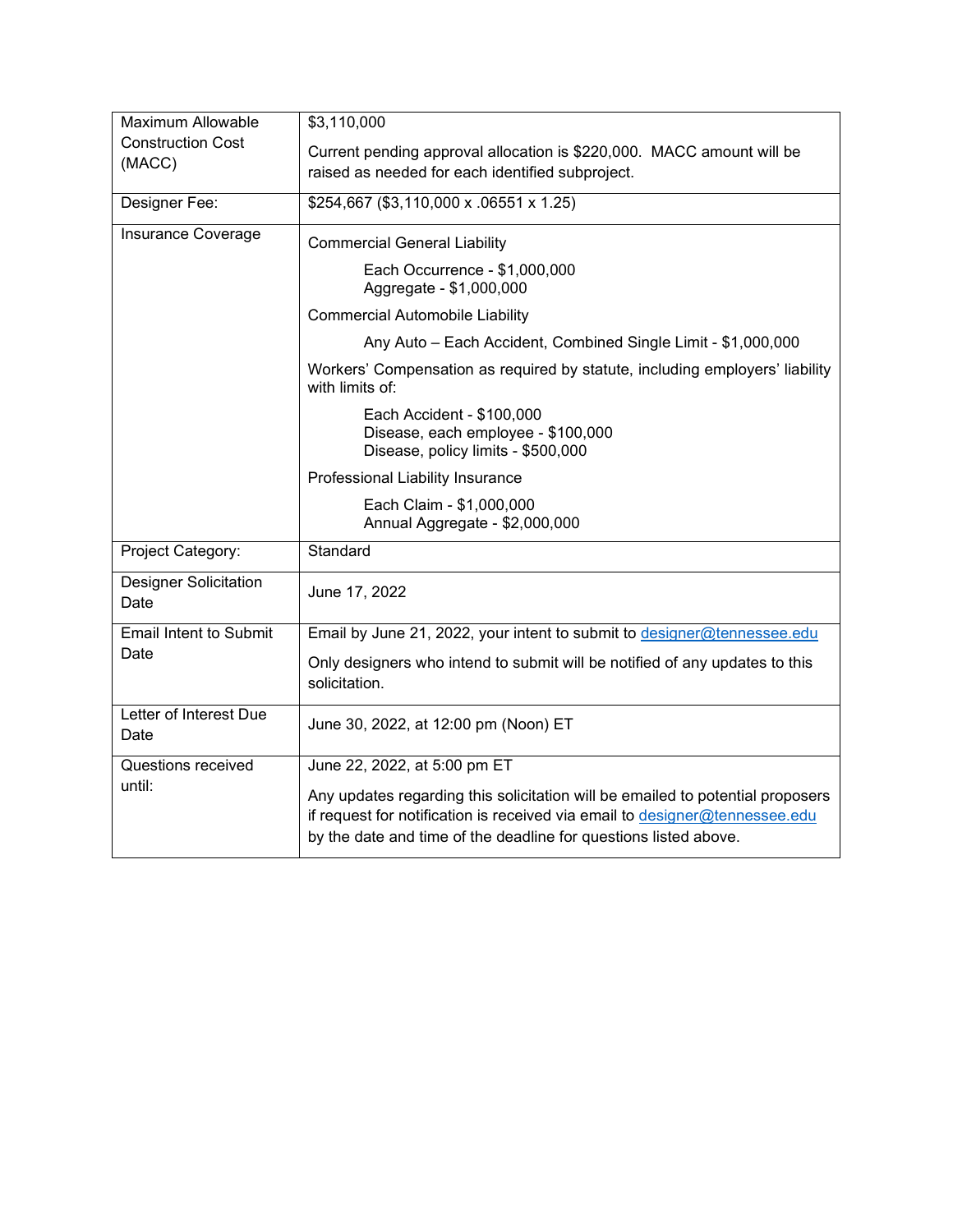| | |
|---|---|
| Maximum Allowable Construction Cost (MACC) | $3,110,000<br><br>Current pending approval allocation is $220,000. MACC amount will be raised as needed for each identified subproject. |
| Designer Fee: | $254,667 ($3,110,000 x .06551 x 1.25) |
| Insurance Coverage | Commercial General Liability<br><br>Each Occurrence - $1,000,000<br>Aggregate - $1,000,000<br><br>Commercial Automobile Liability<br><br>Any Auto – Each Accident, Combined Single Limit - $1,000,000<br><br>Workers' Compensation as required by statute, including employers' liability with limits of:<br><br>Each Accident - $100,000<br>Disease, each employee - $100,000<br>Disease, policy limits - $500,000<br><br>Professional Liability Insurance<br><br>Each Claim - $1,000,000<br>Annual Aggregate - $2,000,000 |
| Project Category: | Standard |
| Designer Solicitation Date | June 17, 2022 |
| Email Intent to Submit Date | Email by June 21, 2022, your intent to submit to designer@tennessee.edu<br><br>Only designers who intend to submit will be notified of any updates to this solicitation. |
| Letter of Interest Due Date | June 30, 2022, at 12:00 pm (Noon) ET |
| Questions received until: | June 22, 2022, at 5:00 pm ET<br><br>Any updates regarding this solicitation will be emailed to potential proposers if request for notification is received via email to designer@tennessee.edu by the date and time of the deadline for questions listed above. |